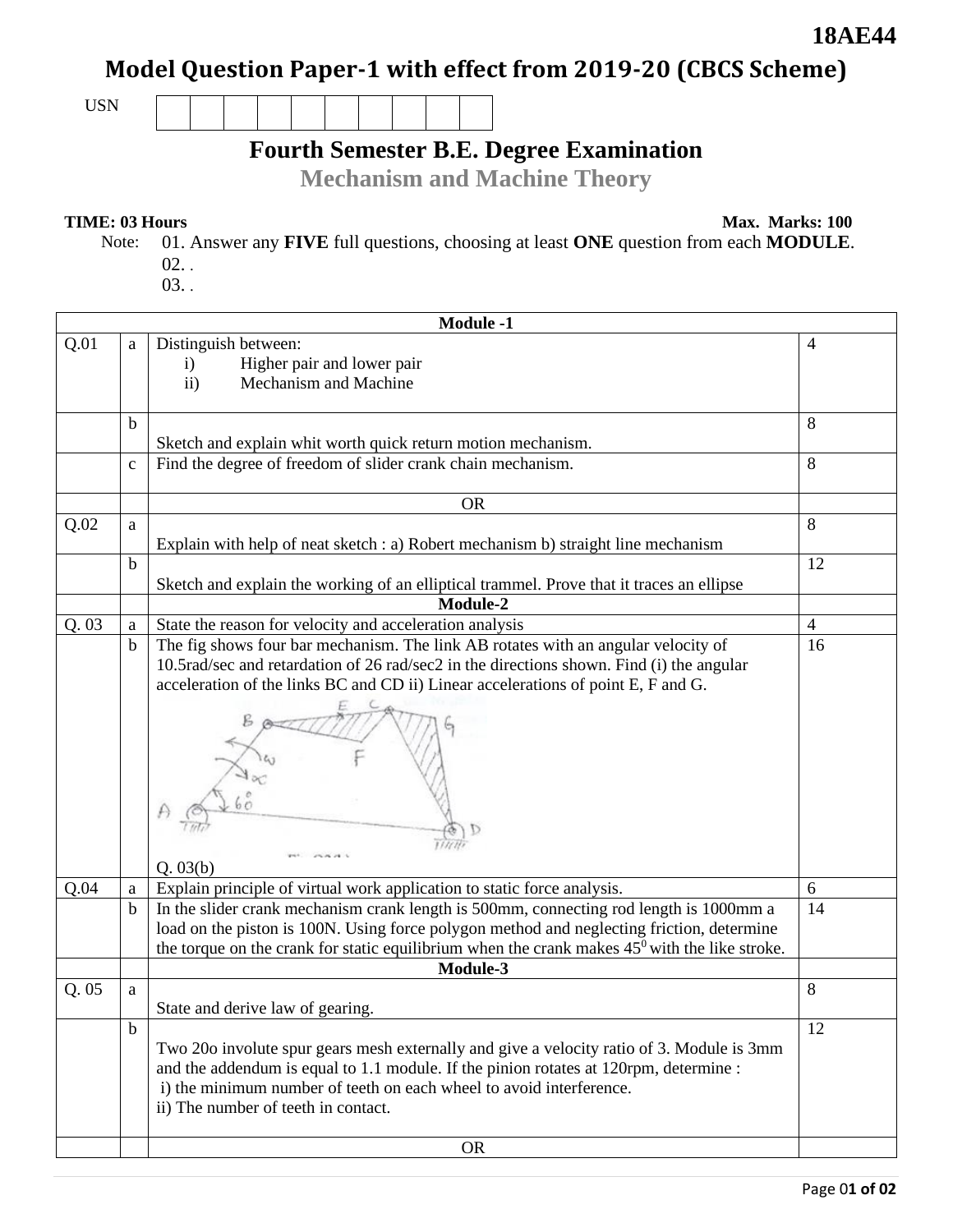**18AE44**

# Model Question Paper-1 with effect from 2019-20 (CBCS Scheme)

USN | | | | | | | | | | |

## Fourth Semester B.E. Degree Examination

### Mechanism and Machine Theory

**TIME: 03 Hours** **Max. Marks: 100**

Note: 01. Answer any **FIVE** full questions, choosing at least **ONE** question from each **MODULE**.
02. .
03. .

| | | **Module -1** | |
|---|---|---|---|
| Q.01 | a | Distinguish between:<br>i) Higher pair and lower pair<br>ii) Mechanism and Machine | 4 |
| | b | Sketch and explain whit worth quick return motion mechanism. | 8 |
| | c | Find the degree of freedom of slider crank chain mechanism. | 8 |
| | | OR | |
| Q.02 | a | Explain with help of neat sketch : a) Robert mechanism b) straight line mechanism | 8 |
| | b | Sketch and explain the working of an elliptical trammel. Prove that it traces an ellipse | 12 |
| | | **Module-2** | |
| Q. 03 | a | State the reason for velocity and acceleration analysis | 4 |
| | b | The fig shows four bar mechanism. The link AB rotates with an angular velocity of 10.5rad/sec and retardation of 26 rad/sec2 in the directions shown. Find (i) the angular acceleration of the links BC and CD ii) Linear accelerations of point E, F and G.<br>Q. 03(b) | 16 |
| Q.04 | a | Explain principle of virtual work application to static force analysis. | 6 |
| | b | In the slider crank mechanism crank length is 500mm, connecting rod length is 1000mm a load on the piston is 100N. Using force polygon method and neglecting friction, determine the torque on the crank for static equilibrium when the crank makes $45^0$ with the like stroke. | 14 |
| | | **Module-3** | |
| Q. 05 | a | State and derive law of gearing. | 8 |
| | b | Two 20o involute spur gears mesh externally and give a velocity ratio of 3. Module is 3mm and the addendum is equal to 1.1 module. If the pinion rotates at 120rpm, determine :<br>i) the minimum number of teeth on each wheel to avoid interference.<br>ii) The number of teeth in contact. | 12 |
| | | OR | |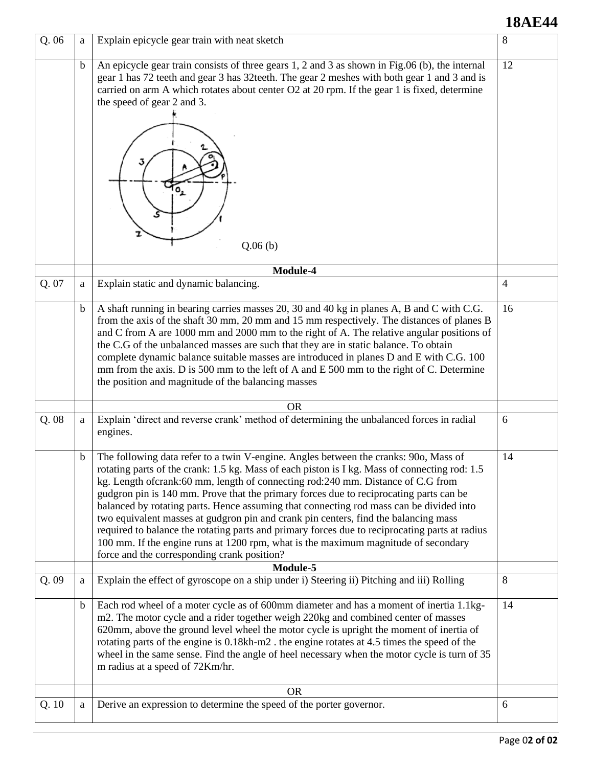| | | | |
|---|---|---|---|
| Q. 06 | a | Explain epicycle gear train with neat sketch | 8 |
| | b | An epicycle gear train consists of three gears 1, 2 and 3 as shown in Fig.06 (b), the internal gear 1 has 72 teeth and gear 3 has 32teeth. The gear 2 meshes with both gear 1 and 3 and is carried on arm A which rotates about center O2 at 20 rpm. If the gear 1 is fixed, determine the speed of gear 2 and 3. <br> Q.06 (b) | 12 |
| | | **Module-4** | |
| Q. 07 | a | Explain static and dynamic balancing. | 4 |
| | b | A shaft running in bearing carries masses 20, 30 and 40 kg in planes A, B and C with C.G. from the axis of the shaft 30 mm, 20 mm and 15 mm respectively. The distances of planes B and C from A are 1000 mm and 2000 mm to the right of A. The relative angular positions of the C.G of the unbalanced masses are such that they are in static balance. To obtain complete dynamic balance suitable masses are introduced in planes D and E with C.G. 100 mm from the axis. D is 500 mm to the left of A and E 500 mm to the right of C. Determine the position and magnitude of the balancing masses | 16 |
| | | OR | |
| Q. 08 | a | Explain 'direct and reverse crank' method of determining the unbalanced forces in radial engines. | 6 |
| | b | The following data refer to a twin V-engine. Angles between the cranks: 90o, Mass of rotating parts of the crank: 1.5 kg. Mass of each piston is I kg. Mass of connecting rod: 1.5 kg. Length ofcrank:60 mm, length of connecting rod:240 mm. Distance of C.G from gudgron pin is 140 mm. Prove that the primary forces due to reciprocating parts can be balanced by rotating parts. Hence assuming that connecting rod mass can be divided into two equivalent masses at gudgron pin and crank pin centers, find the balancing mass required to balance the rotating parts and primary forces due to reciprocating parts at radius 100 mm. If the engine runs at 1200 rpm, what is the maximum magnitude of secondary force and the corresponding crank position? | 14 |
| | | **Module-5** | |
| Q. 09 | a | Explain the effect of gyroscope on a ship under i) Steering ii) Pitching and iii) Rolling | 8 |
| | b | Each rod wheel of a moter cycle as of 600mm diameter and has a moment of inertia 1.1kg-m2. The motor cycle and a rider together weigh 220kg and combined center of masses 620mm, above the ground level wheel the motor cycle is upright the moment of inertia of rotating parts of the engine is 0.18kh-m2 . the engine rotates at 4.5 times the speed of the wheel in the same sense. Find the angle of heel necessary when the motor cycle is turn of 35 m radius at a speed of 72Km/hr. | 14 |
| | | OR | |
| Q. 10 | a | Derive an expression to determine the speed of the porter governor. | 6 |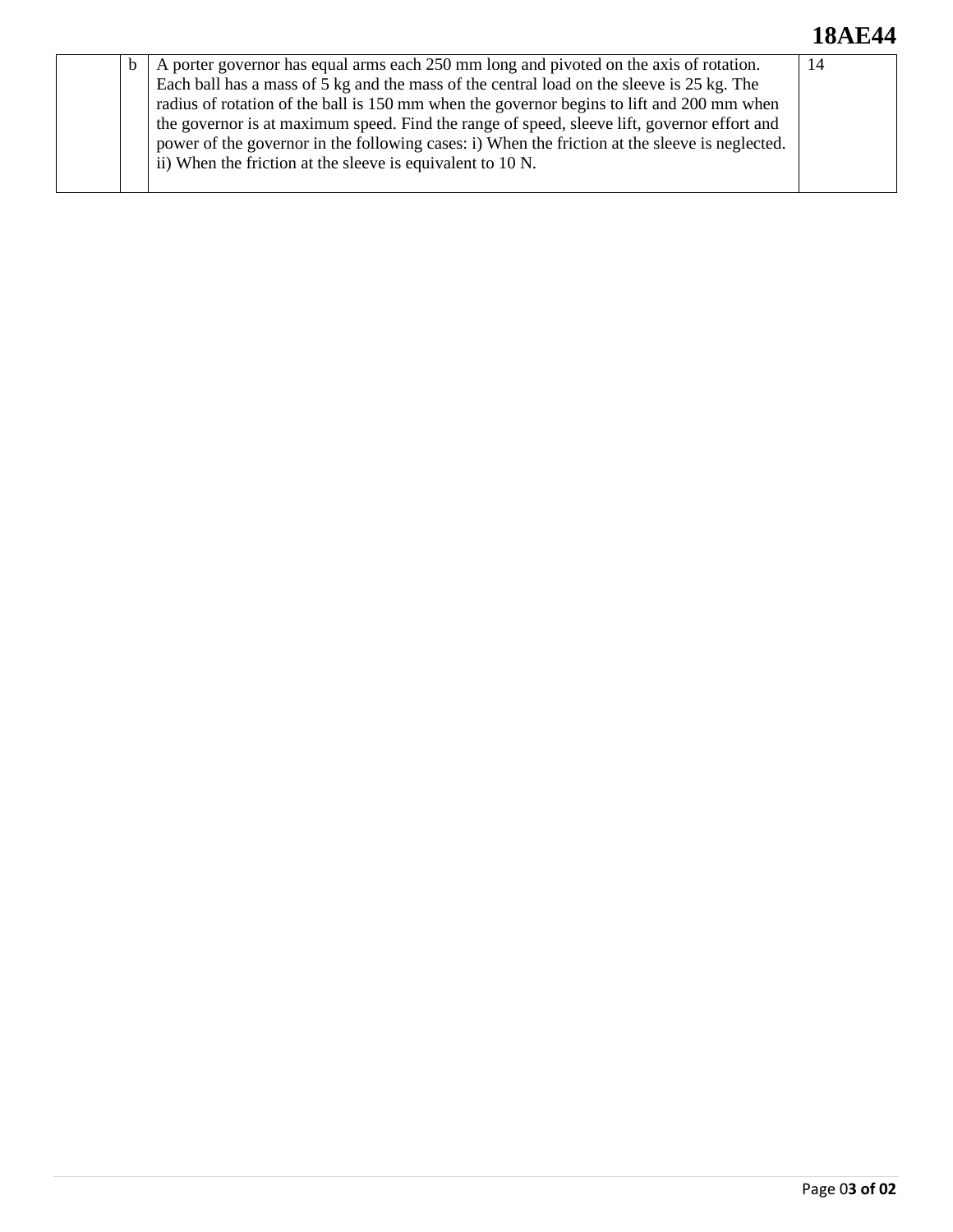| | | | |
|---|---|---|---|
| | b | A porter governor has equal arms each 250 mm long and pivoted on the axis of rotation. Each ball has a mass of 5 kg and the mass of the central load on the sleeve is 25 kg. The radius of rotation of the ball is 150 mm when the governor begins to lift and 200 mm when the governor is at maximum speed. Find the range of speed, sleeve lift, governor effort and power of the governor in the following cases: i) When the friction at the sleeve is neglected. ii) When the friction at the sleeve is equivalent to 10 N. | 14 |